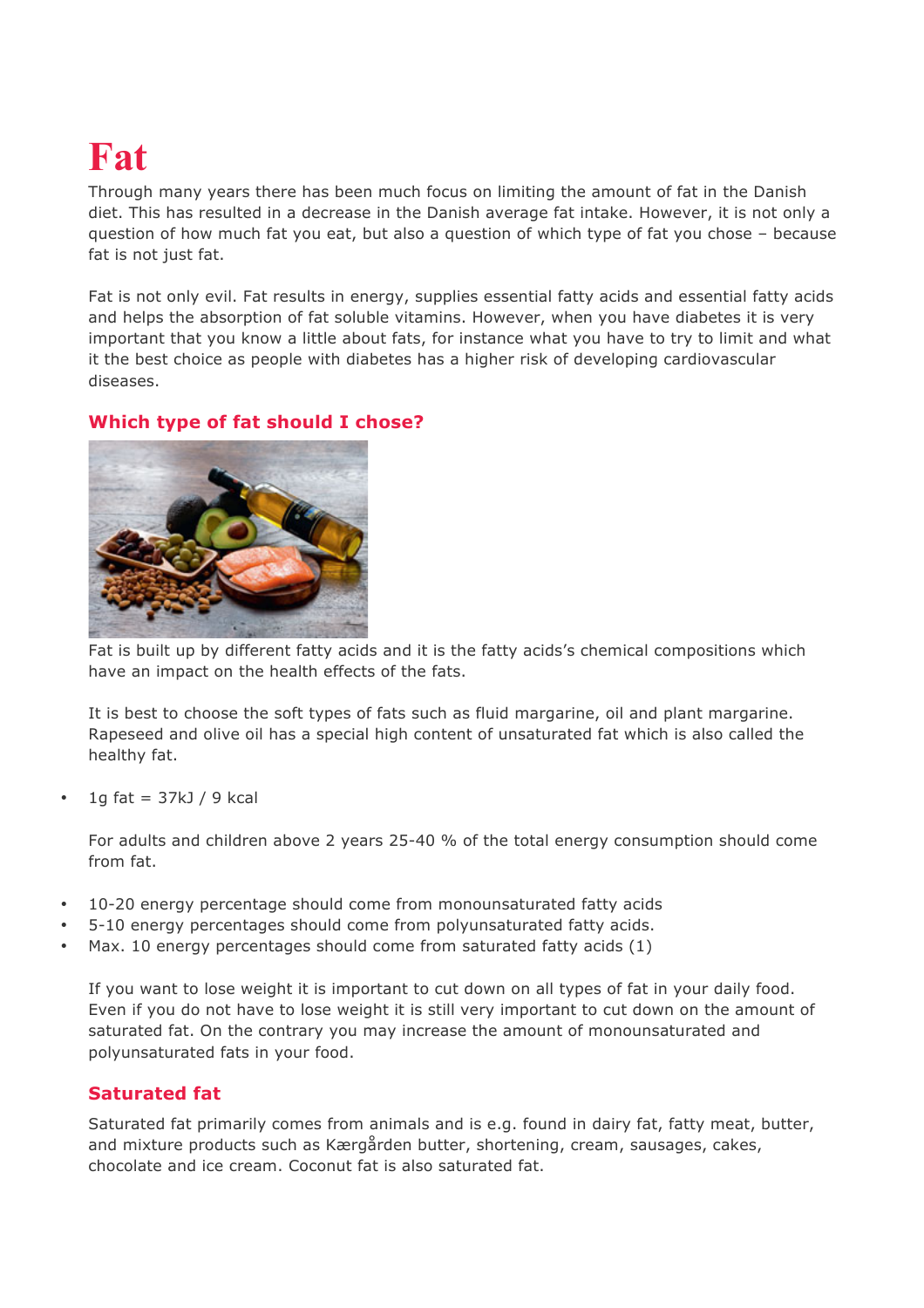# Fat

Through many years there has been much focus on limiting the amount of fat in the Danish diet. This has resulted in a decrease in the Danish average fat intake. However, it is not only a question of how much fat you eat, but also a question of which type of fat you chose – because fat is not just fat.

Fat is not only evil. Fat results in energy, supplies essential fatty acids and essential fatty acids and helps the absorption of fat soluble vitamins. However, when you have diabetes it is very important that you know a little about fats, for instance what you have to try to limit and what it the best choice as people with diabetes has a higher risk of developing cardiovascular diseases.

## Which type of fat should I chose?

Fat is built up by different fatty acids and it is the fatty acids's chemical compositions which have an impact on the health effects of the fats.

It is best to choose the soft types of fats such as fluid margarine, oil and plant margarine. Rapeseed and olive oil has a special high content of unsaturated fat which is also called the healthy fat.

- 1g fat = 37kJ / 9 kcal

For adults and children above 2 years 25-40 % of the total energy consumption should come from fat.

- 10-20 energy percentage should come from monounsaturated fatty acids
- 5-10 energy percentages should come from polyunsaturated fatty acids.
- Max. 10 energy percentages should come from saturated fatty acids (1)

If you want to lose weight it is important to cut down on all types of fat in your daily food. Even if you do not have to lose weight it is still very important to cut down on the amount of saturated fat. On the contrary you may increase the amount of monounsaturated and polyunsaturated fats in your food.

## Saturated fat

Saturated fat primarily comes from animals and is e.g. found in dairy fat, fatty meat, butter, and mixture products such as Kærgården butter, shortening, cream, sausages, cakes, chocolate and ice cream. Coconut fat is also saturated fat.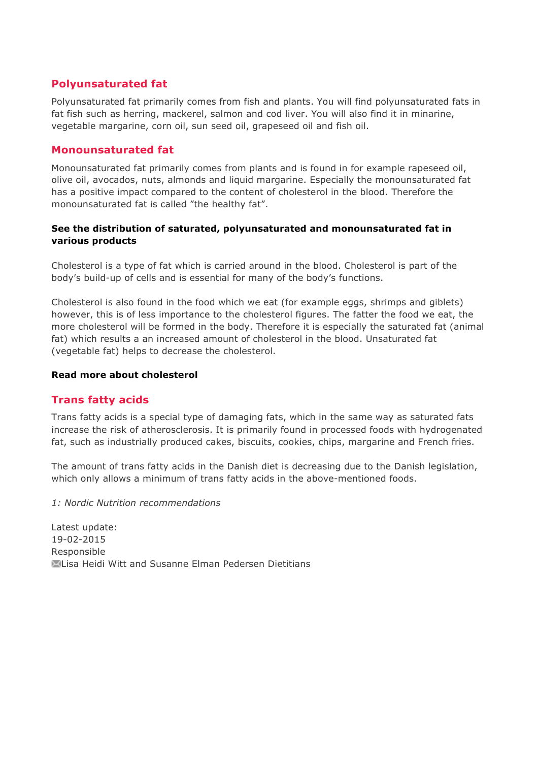## Polyunsaturated fat

Polyunsaturated fat primarily comes from fish and plants. You will find polyunsaturated fats in fat fish such as herring, mackerel, salmon and cod liver. You will also find it in minarine, vegetable margarine, corn oil, sun seed oil, grapeseed oil and fish oil.

## Monounsaturated fat

Monounsaturated fat primarily comes from plants and is found in for example rapeseed oil, olive oil, avocados, nuts, almonds and liquid margarine. Especially the monounsaturated fat has a positive impact compared to the content of cholesterol in the blood. Therefore the monounsaturated fat is called ”the healthy fat”.

**See the distribution of saturated, polyunsaturated and monounsaturated fat in various products**

Cholesterol is a type of fat which is carried around in the blood. Cholesterol is part of the body's build-up of cells and is essential for many of the body's functions.

Cholesterol is also found in the food which we eat (for example eggs, shrimps and giblets) however, this is of less importance to the cholesterol figures. The fatter the food we eat, the more cholesterol will be formed in the body. Therefore it is especially the saturated fat (animal fat) which results a an increased amount of cholesterol in the blood. Unsaturated fat (vegetable fat) helps to decrease the cholesterol.

**Read more about cholesterol**

## Trans fatty acids

Trans fatty acids is a special type of damaging fats, which in the same way as saturated fats increase the risk of atherosclerosis. It is primarily found in processed foods with hydrogenated fat, such as industrially produced cakes, biscuits, cookies, chips, margarine and French fries.

The amount of trans fatty acids in the Danish diet is decreasing due to the Danish legislation, which only allows a minimum of trans fatty acids in the above-mentioned foods.

*1: Nordic Nutrition recommendations*

Latest update:
19-02-2015
Responsible
Lisa Heidi Witt and Susanne Elman Pedersen Dietitians